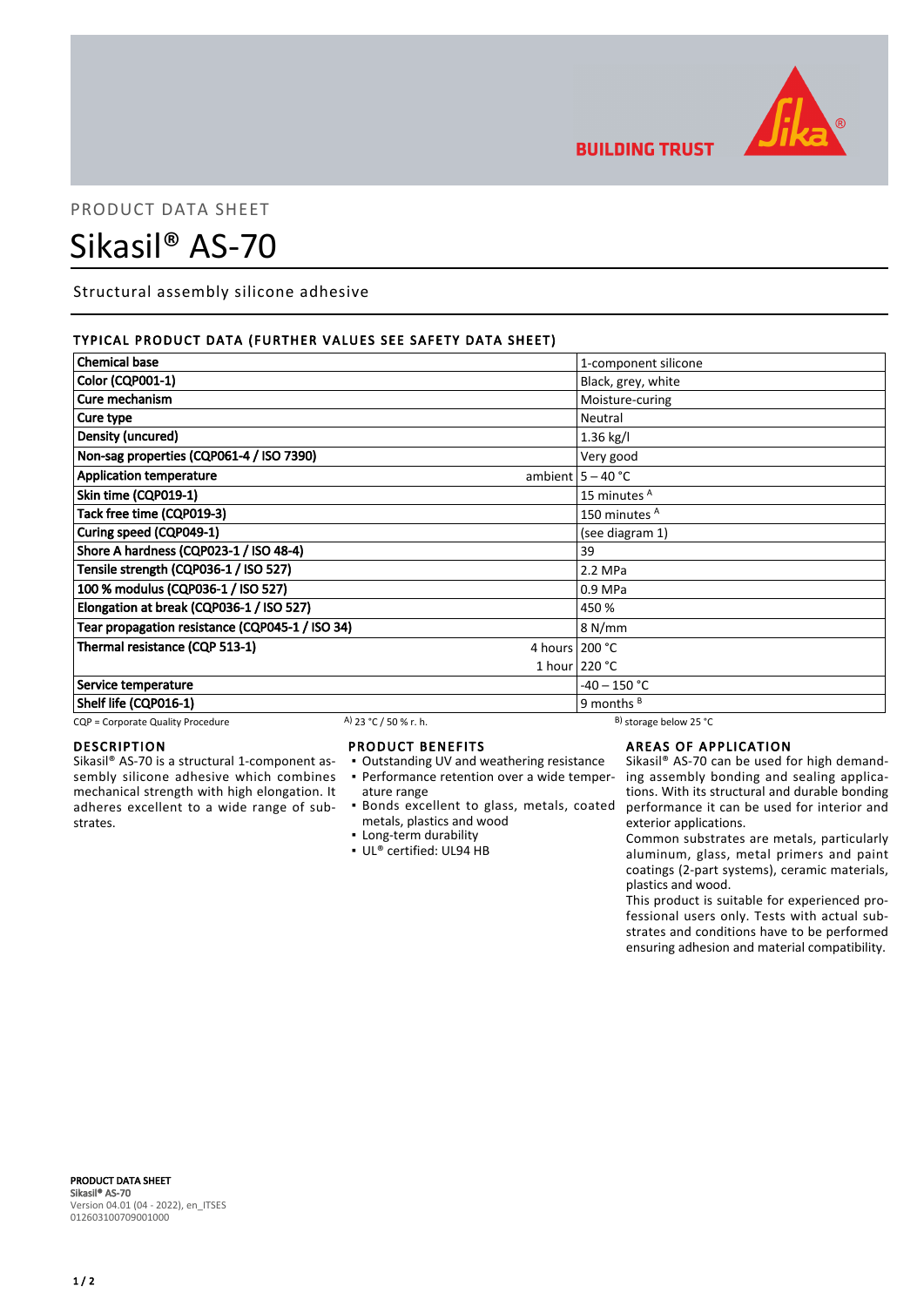BUILDING TRUST

PRODUCT DATA SHEET

# Sikasil® AS-70

Structural assembly silicone adhesive

## TYPICAL PRODUCT DATA (FURTHER VALUES SEE SAFETY DATA SHEET)

| Property | | Value |
|---|---|---|
| Chemical base | | 1-component silicone |
| Color (CQP001-1) | | Black, grey, white |
| Cure mechanism | | Moisture-curing |
| Cure type | | Neutral |
| Density (uncured) | | 1.36 kg/l |
| Non-sag properties (CQP061-4 / ISO 7390) | | Very good |
| Application temperature | ambient | 5 – 40 °C |
| Skin time (CQP019-1) | | 15 minutes [A] |
| Tack free time (CQP019-3) | | 150 minutes [A] |
| Curing speed (CQP049-1) | | (see diagram 1) |
| Shore A hardness (CQP023-1 / ISO 48-4) | | 39 |
| Tensile strength (CQP036-1 / ISO 527) | | 2.2 MPa |
| 100 % modulus (CQP036-1 / ISO 527) | | 0.9 MPa |
| Elongation at break (CQP036-1 / ISO 527) | | 450 % |
| Tear propagation resistance (CQP045-1 / ISO 34) | | 8 N/mm |
| Thermal resistance (CQP 513-1) | 4 hours | 200 °C |
| | 1 hour | 220 °C |
| Service temperature | | -40 – 150 °C |
| Shelf life (CQP016-1) | | 9 months [B] |

CQP = Corporate Quality Procedure  A) 23 °C / 50 % r. h.  B) storage below 25 °C

## DESCRIPTION

Sikasil® AS-70 is a structural 1-component assembly silicone adhesive which combines mechanical strength with high elongation. It adheres excellent to a wide range of substrates.

## PRODUCT BENEFITS

- Outstanding UV and weathering resistance
- Performance retention over a wide temperature range
- Bonds excellent to glass, metals, coated metals, plastics and wood
- Long-term durability
- UL® certified: UL94 HB

## AREAS OF APPLICATION

Sikasil® AS-70 can be used for high demanding assembly bonding and sealing applications. With its structural and durable bonding performance it can be used for interior and exterior applications.

Common substrates are metals, particularly aluminum, glass, metal primers and paint coatings (2-part systems), ceramic materials, plastics and wood.

This product is suitable for experienced professional users only. Tests with actual substrates and conditions have to be performed ensuring adhesion and material compatibility.

**PRODUCT DATA SHEET**
**Sikasil® AS-70**
Version 04.01 (04 - 2022), en_ITSES
012603100709001000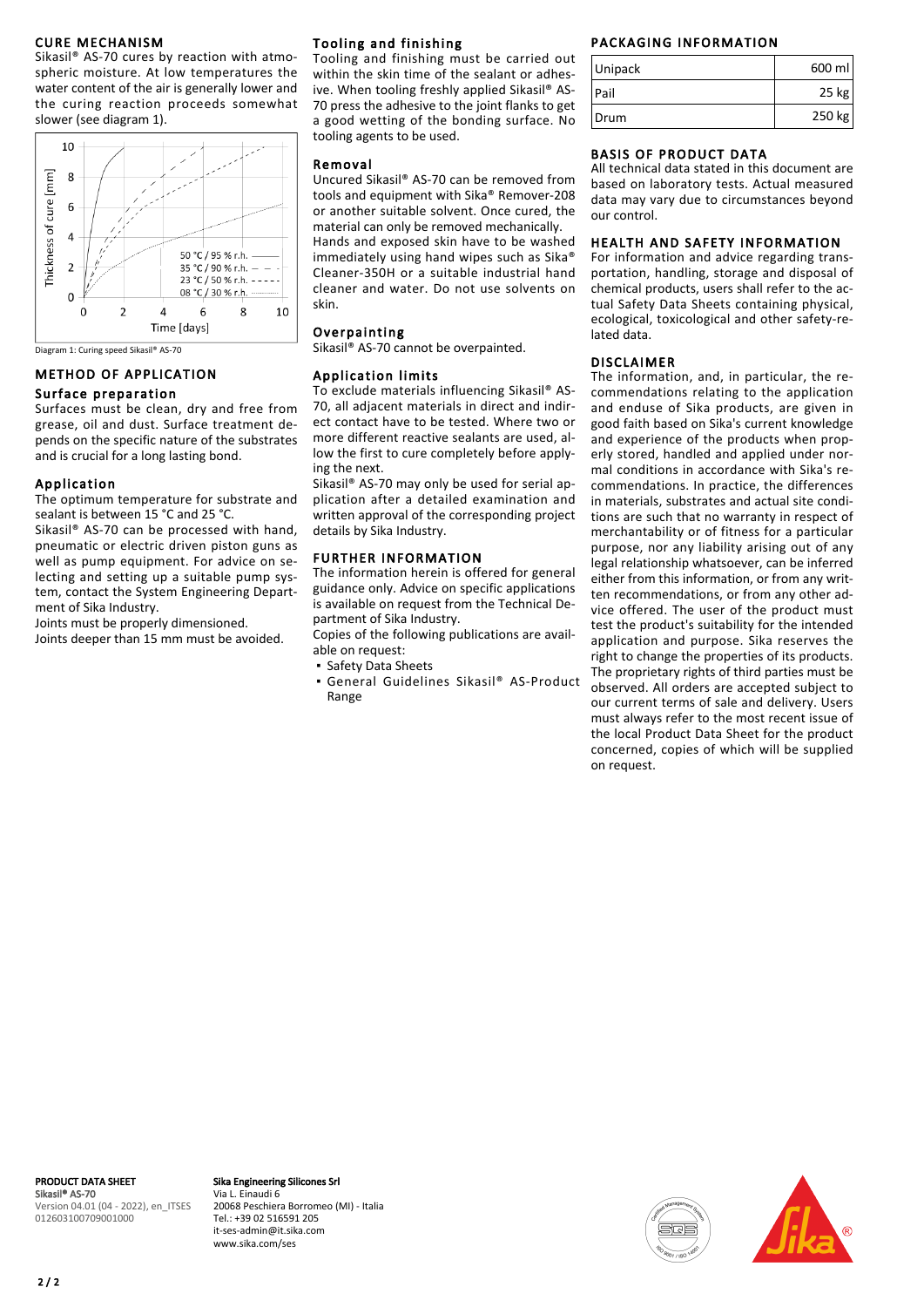## CURE MECHANISM

Sikasil® AS-70 cures by reaction with atmospheric moisture. At low temperatures the water content of the air is generally lower and the curing reaction proceeds somewhat slower (see diagram 1).

Thickness of cure [mm]
10
8
6
4
2
0
0 2 4 6 8 10
Time [days]
50 °C / 95 % r.h.
35 °C / 90 % r.h.
23 °C / 50 % r.h.
08 °C / 30 % r.h.

Diagram 1: Curing speed Sikasil® AS-70

## METHOD OF APPLICATION

### Surface preparation

Surfaces must be clean, dry and free from grease, oil and dust. Surface treatment depends on the specific nature of the substrates and is crucial for a long lasting bond.

### Application

The optimum temperature for substrate and sealant is between 15 °C and 25 °C.

Sikasil® AS-70 can be processed with hand, pneumatic or electric driven piston guns as well as pump equipment. For advice on selecting and setting up a suitable pump system, contact the System Engineering Department of Sika Industry.

Joints must be properly dimensioned.

Joints deeper than 15 mm must be avoided.

### Tooling and finishing

Tooling and finishing must be carried out within the skin time of the sealant or adhesive. When tooling freshly applied Sikasil® AS-70 press the adhesive to the joint flanks to get a good wetting of the bonding surface. No tooling agents to be used.

### Removal

Uncured Sikasil® AS-70 can be removed from tools and equipment with Sika® Remover-208 or another suitable solvent. Once cured, the material can only be removed mechanically.

Hands and exposed skin have to be washed immediately using hand wipes such as Sika® Cleaner-350H or a suitable industrial hand cleaner and water. Do not use solvents on skin.

### Overpainting

Sikasil® AS-70 cannot be overpainted.

### Application limits

To exclude materials influencing Sikasil® AS-70, all adjacent materials in direct and indirect contact have to be tested. Where two or more different reactive sealants are used, allow the first to cure completely before applying the next.

Sikasil® AS-70 may only be used for serial application after a detailed examination and written approval of the corresponding project details by Sika Industry.

## FURTHER INFORMATION

The information herein is offered for general guidance only. Advice on specific applications is available on request from the Technical Department of Sika Industry.

Copies of the following publications are available on request:

- Safety Data Sheets
- General Guidelines Sikasil® AS-Product Range

## PACKAGING INFORMATION

| | |
|---|---|
| Unipack | 600 ml |
| Pail | 25 kg |
| Drum | 250 kg |

## BASIS OF PRODUCT DATA

All technical data stated in this document are based on laboratory tests. Actual measured data may vary due to circumstances beyond our control.

## HEALTH AND SAFETY INFORMATION

For information and advice regarding transportation, handling, storage and disposal of chemical products, users shall refer to the actual Safety Data Sheets containing physical, ecological, toxicological and other safety-related data.

## DISCLAIMER

The information, and, in particular, the recommendations relating to the application and enduse of Sika products, are given in good faith based on Sika's current knowledge and experience of the products when properly stored, handled and applied under normal conditions in accordance with Sika's recommendations. In practice, the differences in materials, substrates and actual site conditions are such that no warranty in respect of merchantability or of fitness for a particular purpose, nor any liability arising out of any legal relationship whatsoever, can be inferred either from this information, or from any written recommendations, or from any other advice offered. The user of the product must test the product's suitability for the intended application and purpose. Sika reserves the right to change the properties of its products. The proprietary rights of third parties must be observed. All orders are accepted subject to our current terms of sale and delivery. Users must always refer to the most recent issue of the local Product Data Sheet for the product concerned, copies of which will be supplied on request.

**PRODUCT DATA SHEET**
**Sikasil® AS-70**
Version 04.01 (04 - 2022), en_ITSES
012603100709001000

**Sika Engineering Silicones Srl**
Via L. Einaudi 6
20068 Peschiera Borromeo (MI) - Italia
Tel.: +39 02 516591 205
it-ses-admin@it.sika.com
www.sika.com/ses